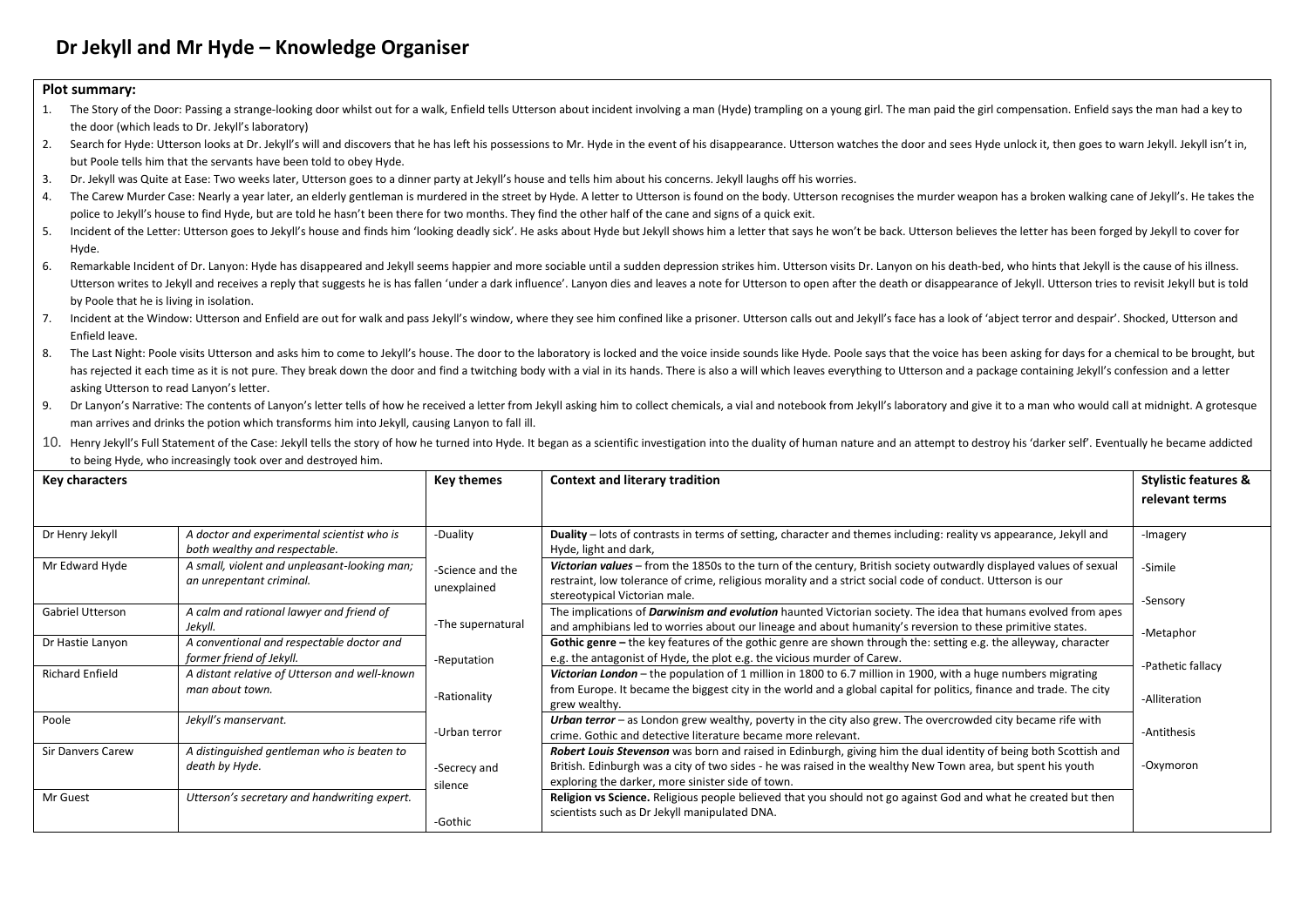# Dr Jekyll and Mr Hyde – Knowledge Organiser

**Plot summary:**

1. The Story of the Door: Passing a strange-looking door whilst out for a walk, Enfield tells Utterson about incident involving a man (Hyde) trampling on a young girl. The man paid the girl compensation. Enfield says the man had a key to the door (which leads to Dr. Jekyll's laboratory)
2. Search for Hyde: Utterson looks at Dr. Jekyll's will and discovers that he has left his possessions to Mr. Hyde in the event of his disappearance. Utterson watches the door and sees Hyde unlock it, then goes to warn Jekyll. Jekyll isn't in, but Poole tells him that the servants have been told to obey Hyde.
3. Dr. Jekyll was Quite at Ease: Two weeks later, Utterson goes to a dinner party at Jekyll's house and tells him about his concerns. Jekyll laughs off his worries.
4. The Carew Murder Case: Nearly a year later, an elderly gentleman is murdered in the street by Hyde. A letter to Utterson is found on the body. Utterson recognises the murder weapon has a broken walking cane of Jekyll's. He takes the police to Jekyll's house to find Hyde, but are told he hasn't been there for two months. They find the other half of the cane and signs of a quick exit.
5. Incident of the Letter: Utterson goes to Jekyll's house and finds him 'looking deadly sick'. He asks about Hyde but Jekyll shows him a letter that says he won't be back. Utterson believes the letter has been forged by Jekyll to cover for Hyde.
6. Remarkable Incident of Dr. Lanyon: Hyde has disappeared and Jekyll seems happier and more sociable until a sudden depression strikes him. Utterson visits Dr. Lanyon on his death-bed, who hints that Jekyll is the cause of his illness. Utterson writes to Jekyll and receives a reply that suggests he is has fallen 'under a dark influence'. Lanyon dies and leaves a note for Utterson to open after the death or disappearance of Jekyll. Utterson tries to revisit Jekyll but is told by Poole that he is living in isolation.
7. Incident at the Window: Utterson and Enfield are out for walk and pass Jekyll's window, where they see him confined like a prisoner. Utterson calls out and Jekyll's face has a look of 'abject terror and despair'. Shocked, Utterson and Enfield leave.
8. The Last Night: Poole visits Utterson and asks him to come to Jekyll's house. The door to the laboratory is locked and the voice inside sounds like Hyde. Poole says that the voice has been asking for days for a chemical to be brought, but has rejected it each time as it is not pure. They break down the door and find a twitching body with a vial in its hands. There is also a will which leaves everything to Utterson and a package containing Jekyll's confession and a letter asking Utterson to read Lanyon's letter.
9. Dr Lanyon's Narrative: The contents of Lanyon's letter tells of how he received a letter from Jekyll asking him to collect chemicals, a vial and notebook from Jekyll's laboratory and give it to a man who would call at midnight. A grotesque man arrives and drinks the potion which transforms him into Jekyll, causing Lanyon to fall ill.
10. Henry Jekyll's Full Statement of the Case: Jekyll tells the story of how he turned into Hyde. It began as a scientific investigation into the duality of human nature and an attempt to destroy his 'darker self'. Eventually he became addicted to being Hyde, who increasingly took over and destroyed him.

| **Key characters** | | **Key themes** | **Context and literary tradition** | **Stylistic features & relevant terms** |
|---|---|---|---|---|
| Dr Henry Jekyll | *A doctor and experimental scientist who is both wealthy and respectable.* | -Duality | **Duality** – lots of contrasts in terms of setting, character and themes including: reality vs appearance, Jekyll and Hyde, light and dark, | -Imagery |
| Mr Edward Hyde | *A small, violent and unpleasant-looking man; an unrepentant criminal.* | -Science and the unexplained | ***Victorian values*** – from the 1850s to the turn of the century, British society outwardly displayed values of sexual restraint, low tolerance of crime, religious morality and a strict social code of conduct. Utterson is our stereotypical Victorian male. | -Simile |
| Gabriel Utterson | *A calm and rational lawyer and friend of Jekyll.* | -The supernatural | The implications of ***Darwinism and evolution*** haunted Victorian society. The idea that humans evolved from apes and amphibians led to worries about our lineage and about humanity's reversion to these primitive states. | -Sensory |
| Dr Hastie Lanyon | *A conventional and respectable doctor and former friend of Jekyll.* | -Reputation | **Gothic genre –** the key features of the gothic genre are shown through the: setting e.g. the alleyway, character e.g. the antagonist of Hyde, the plot e.g. the vicious murder of Carew. | -Metaphor |
| Richard Enfield | *A distant relative of Utterson and well-known man about town.* | -Rationality | ***Victorian London*** – the population of 1 million in 1800 to 6.7 million in 1900, with a huge numbers migrating from Europe. It became the biggest city in the world and a global capital for politics, finance and trade. The city grew wealthy. | -Pathetic fallacy |
| Poole | *Jekyll's manservant.* | -Urban terror | ***Urban terror*** – as London grew wealthy, poverty in the city also grew. The overcrowded city became rife with crime. Gothic and detective literature became more relevant. | -Alliteration |
| Sir Danvers Carew | *A distinguished gentleman who is beaten to death by Hyde.* | -Secrecy and silence | ***Robert Louis Stevenson*** was born and raised in Edinburgh, giving him the dual identity of being both Scottish and British. Edinburgh was a city of two sides - he was raised in the wealthy New Town area, but spent his youth exploring the darker, more sinister side of town. | -Antithesis |
| Mr Guest | *Utterson's secretary and handwriting expert.* | -Gothic | **Religion vs Science.** Religious people believed that you should not go against God and what he created but then scientists such as Dr Jekyll manipulated DNA. | -Oxymoron |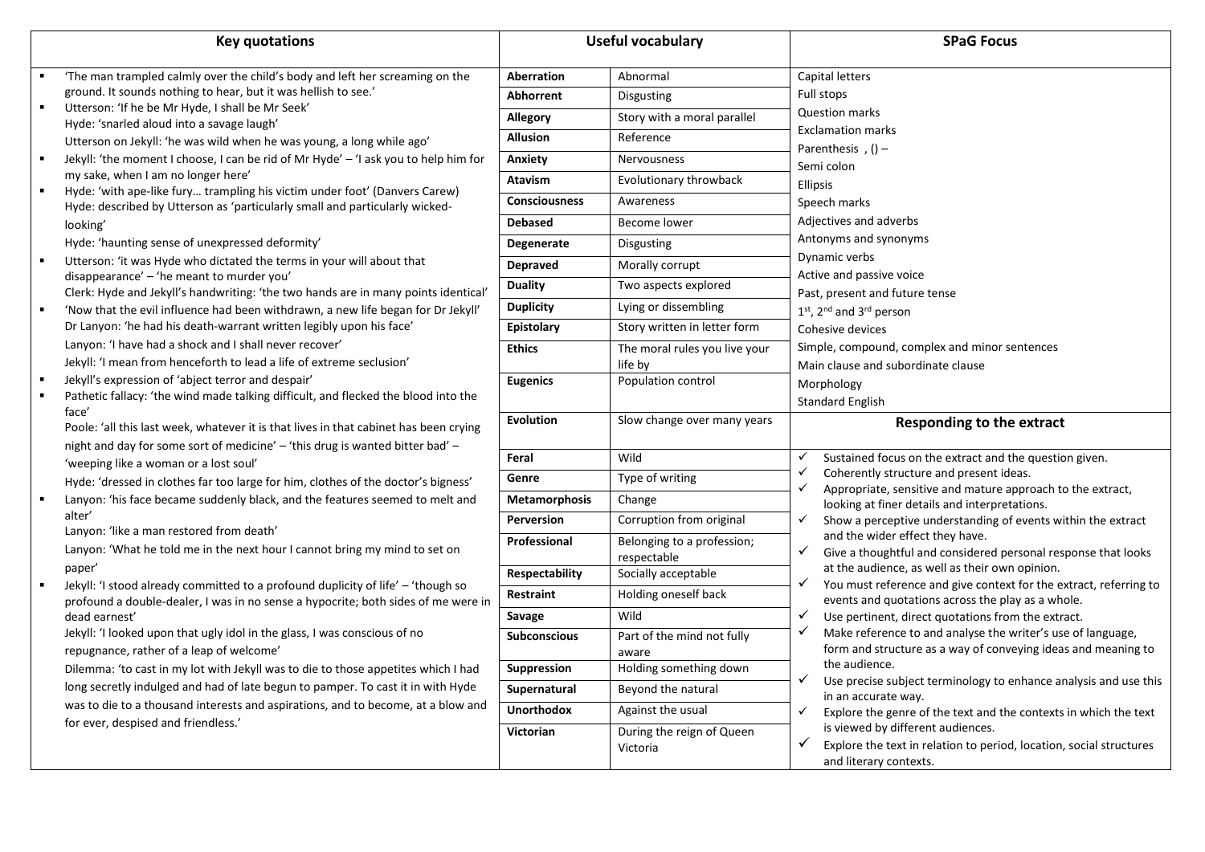## Key quotations

- 'The man trampled calmly over the child's body and left her screaming on the ground. It sounds nothing to hear, but it was hellish to see.'
- Utterson: 'If he be Mr Hyde, I shall be Mr Seek'
  Hyde: 'snarled aloud into a savage laugh'
  Utterson on Jekyll: 'he was wild when he was young, a long while ago'
- Jekyll: 'the moment I choose, I can be rid of Mr Hyde' – 'I ask you to help him for my sake, when I am no longer here'
- Hyde: 'with ape-like fury… trampling his victim under foot' (Danvers Carew)
  Hyde: described by Utterson as 'particularly small and particularly wicked-looking'
  Hyde: 'haunting sense of unexpressed deformity'
- Utterson: 'it was Hyde who dictated the terms in your will about that disappearance' – 'he meant to murder you'
  Clerk: Hyde and Jekyll's handwriting: 'the two hands are in many points identical'
- 'Now that the evil influence had been withdrawn, a new life began for Dr Jekyll'
  Dr Lanyon: 'he had his death-warrant written legibly upon his face'
  Lanyon: 'I have had a shock and I shall never recover'
  Jekyll: 'I mean from henceforth to lead a life of extreme seclusion'
- Jekyll's expression of 'abject terror and despair'
- Pathetic fallacy: 'the wind made talking difficult, and flecked the blood into the face'
  Poole: 'all this last week, whatever it is that lives in that cabinet has been crying night and day for some sort of medicine' – 'this drug is wanted bitter bad' – 'weeping like a woman or a lost soul'
  Hyde: 'dressed in clothes far too large for him, clothes of the doctor's bigness'
- Lanyon: 'his face became suddenly black, and the features seemed to melt and alter'
  Lanyon: 'like a man restored from death'
  Lanyon: 'What he told me in the next hour I cannot bring my mind to set on paper'
- Jekyll: 'I stood already committed to a profound duplicity of life' – 'though so profound a double-dealer, I was in no sense a hypocrite; both sides of me were in dead earnest'
  Jekyll: 'I looked upon that ugly idol in the glass, I was conscious of no repugnance, rather of a leap of welcome'
  Dilemma: 'to cast in my lot with Jekyll was to die to those appetites which I had long secretly indulged and had of late begun to pamper. To cast it in with Hyde was to die to a thousand interests and aspirations, and to become, at a blow and for ever, despised and friendless.'

## Useful vocabulary

| | |
|---|---|
| **Aberration** | Abnormal |
| **Abhorrent** | Disgusting |
| **Allegory** | Story with a moral parallel |
| **Allusion** | Reference |
| **Anxiety** | Nervousness |
| **Atavism** | Evolutionary throwback |
| **Consciousness** | Awareness |
| **Debased** | Become lower |
| **Degenerate** | Disgusting |
| **Depraved** | Morally corrupt |
| **Duality** | Two aspects explored |
| **Duplicity** | Lying or dissembling |
| **Epistolary** | Story written in letter form |
| **Ethics** | The moral rules you live your life by |
| **Eugenics** | Population control |
| **Evolution** | Slow change over many years |
| **Feral** | Wild |
| **Genre** | Type of writing |
| **Metamorphosis** | Change |
| **Perversion** | Corruption from original |
| **Professional** | Belonging to a profession; respectable |
| **Respectability** | Socially acceptable |
| **Restraint** | Holding oneself back |
| **Savage** | Wild |
| **Subconscious** | Part of the mind not fully aware |
| **Suppression** | Holding something down |
| **Supernatural** | Beyond the natural |
| **Unorthodox** | Against the usual |
| **Victorian** | During the reign of Queen Victoria |

## SPaG Focus

Capital letters
Full stops
Question marks
Exclamation marks
Parenthesis , () –
Semi colon
Ellipsis
Speech marks
Adjectives and adverbs
Antonyms and synonyms
Dynamic verbs
Active and passive voice
Past, present and future tense
1st, 2nd and 3rd person
Cohesive devices
Simple, compound, complex and minor sentences
Main clause and subordinate clause
Morphology
Standard English

## Responding to the extract

- ✓ Sustained focus on the extract and the question given.
- ✓ Coherently structure and present ideas.
- ✓ Appropriate, sensitive and mature approach to the extract, looking at finer details and interpretations.
- ✓ Show a perceptive understanding of events within the extract and the wider effect they have.
- ✓ Give a thoughtful and considered personal response that looks at the audience, as well as their own opinion.
- ✓ You must reference and give context for the extract, referring to events and quotations across the play as a whole.
- ✓ Use pertinent, direct quotations from the extract.
- ✓ Make reference to and analyse the writer's use of language, form and structure as a way of conveying ideas and meaning to the audience.
- ✓ Use precise subject terminology to enhance analysis and use this in an accurate way.
- ✓ Explore the genre of the text and the contexts in which the text is viewed by different audiences.
- ✓ Explore the text in relation to period, location, social structures and literary contexts.